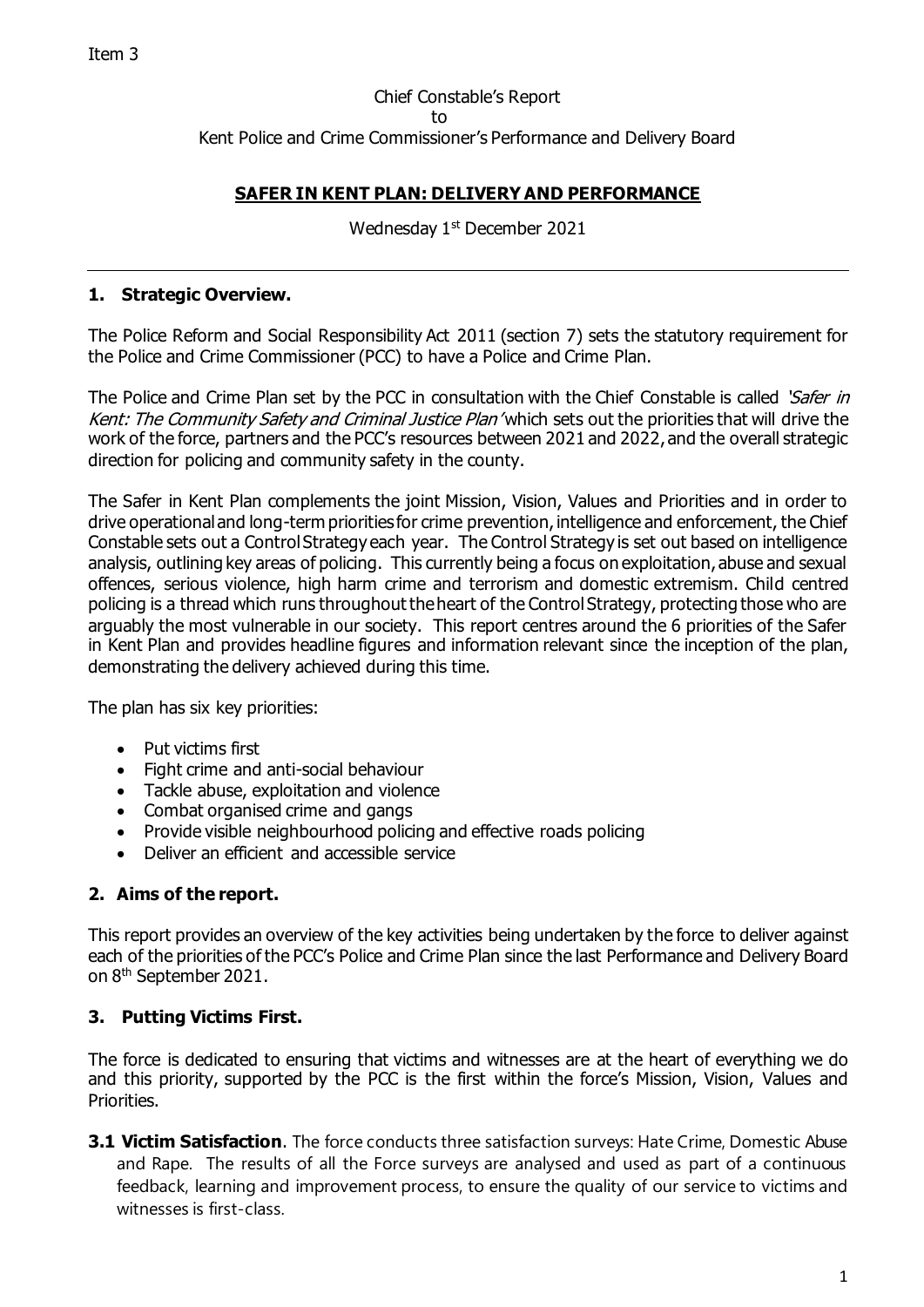Item 3

Chief Constable's Report
to
Kent Police and Crime Commissioner's Performance and Delivery Board

# SAFER IN KENT PLAN: DELIVERY AND PERFORMANCE

Wednesday 1st December 2021

---

## 1. Strategic Overview.

The Police Reform and Social Responsibility Act 2011 (section 7) sets the statutory requirement for the Police and Crime Commissioner (PCC) to have a Police and Crime Plan.

The Police and Crime Plan set by the PCC in consultation with the Chief Constable is called *'Safer in Kent: The Community Safety and Criminal Justice Plan'* which sets out the priorities that will drive the work of the force, partners and the PCC's resources between 2021 and 2022, and the overall strategic direction for policing and community safety in the county.

The Safer in Kent Plan complements the joint Mission, Vision, Values and Priorities and in order to drive operational and long-term priorities for crime prevention, intelligence and enforcement, the Chief Constable sets out a Control Strategy each year. The Control Strategy is set out based on intelligence analysis, outlining key areas of policing. This currently being a focus on exploitation, abuse and sexual offences, serious violence, high harm crime and terrorism and domestic extremism. Child centred policing is a thread which runs throughout the heart of the Control Strategy, protecting those who are arguably the most vulnerable in our society. This report centres around the 6 priorities of the Safer in Kent Plan and provides headline figures and information relevant since the inception of the plan, demonstrating the delivery achieved during this time.

The plan has six key priorities:

- Put victims first
- Fight crime and anti-social behaviour
- Tackle abuse, exploitation and violence
- Combat organised crime and gangs
- Provide visible neighbourhood policing and effective roads policing
- Deliver an efficient and accessible service

## 2. Aims of the report.

This report provides an overview of the key activities being undertaken by the force to deliver against each of the priorities of the PCC's Police and Crime Plan since the last Performance and Delivery Board on 8th September 2021.

## 3. Putting Victims First.

The force is dedicated to ensuring that victims and witnesses are at the heart of everything we do and this priority, supported by the PCC is the first within the force's Mission, Vision, Values and Priorities.

**3.1 Victim Satisfaction**. The force conducts three satisfaction surveys: Hate Crime, Domestic Abuse and Rape. The results of all the Force surveys are analysed and used as part of a continuous feedback, learning and improvement process, to ensure the quality of our service to victims and witnesses is first-class.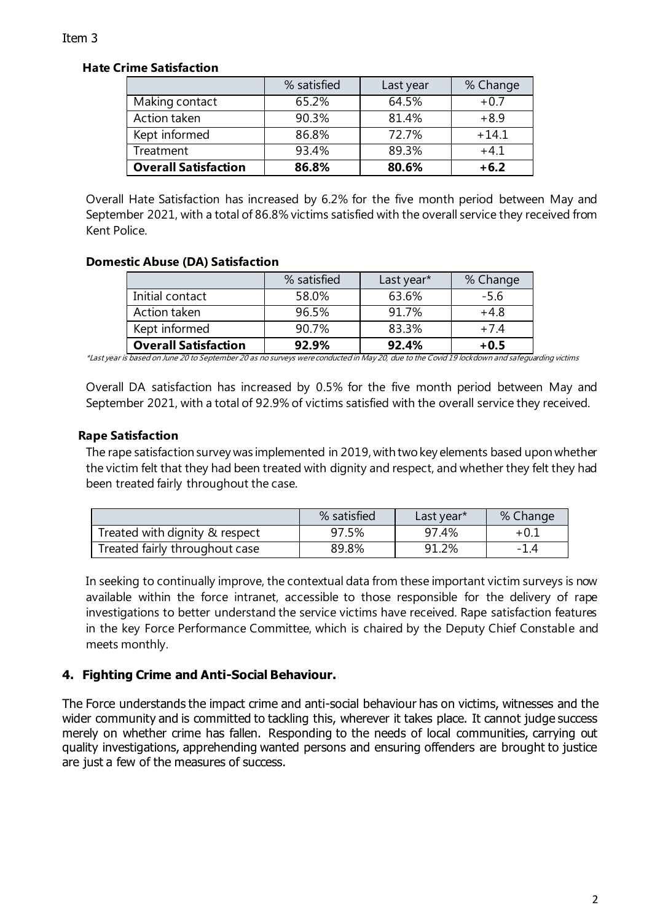Item 3

**Hate Crime Satisfaction**

| | % satisfied | Last year | % Change |
|---|---|---|---|
| Making contact | 65.2% | 64.5% | +0.7 |
| Action taken | 90.3% | 81.4% | +8.9 |
| Kept informed | 86.8% | 72.7% | +14.1 |
| Treatment | 93.4% | 89.3% | +4.1 |
| **Overall Satisfaction** | **86.8%** | **80.6%** | **+6.2** |

Overall Hate Satisfaction has increased by 6.2% for the five month period between May and September 2021, with a total of 86.8% victims satisfied with the overall service they received from Kent Police.

**Domestic Abuse (DA) Satisfaction**

| | % satisfied | Last year* | % Change |
|---|---|---|---|
| Initial contact | 58.0% | 63.6% | -5.6 |
| Action taken | 96.5% | 91.7% | +4.8 |
| Kept informed | 90.7% | 83.3% | +7.4 |
| **Overall Satisfaction** | **92.9%** | **92.4%** | **+0.5** |

*Last year is based on June 20 to September 20 as no surveys were conducted in May 20, due to the Covid 19 lockdown and safeguarding victims*

Overall DA satisfaction has increased by 0.5% for the five month period between May and September 2021, with a total of 92.9% of victims satisfied with the overall service they received.

**Rape Satisfaction**

The rape satisfaction survey was implemented in 2019, with two key elements based upon whether the victim felt that they had been treated with dignity and respect, and whether they felt they had been treated fairly throughout the case.

| | % satisfied | Last year* | % Change |
|---|---|---|---|
| Treated with dignity & respect | 97.5% | 97.4% | +0.1 |
| Treated fairly throughout case | 89.8% | 91.2% | -1.4 |

In seeking to continually improve, the contextual data from these important victim surveys is now available within the force intranet, accessible to those responsible for the delivery of rape investigations to better understand the service victims have received. Rape satisfaction features in the key Force Performance Committee, which is chaired by the Deputy Chief Constable and meets monthly.

## 4. Fighting Crime and Anti-Social Behaviour.

The Force understands the impact crime and anti-social behaviour has on victims, witnesses and the wider community and is committed to tackling this, wherever it takes place. It cannot judge success merely on whether crime has fallen. Responding to the needs of local communities, carrying out quality investigations, apprehending wanted persons and ensuring offenders are brought to justice are just a few of the measures of success.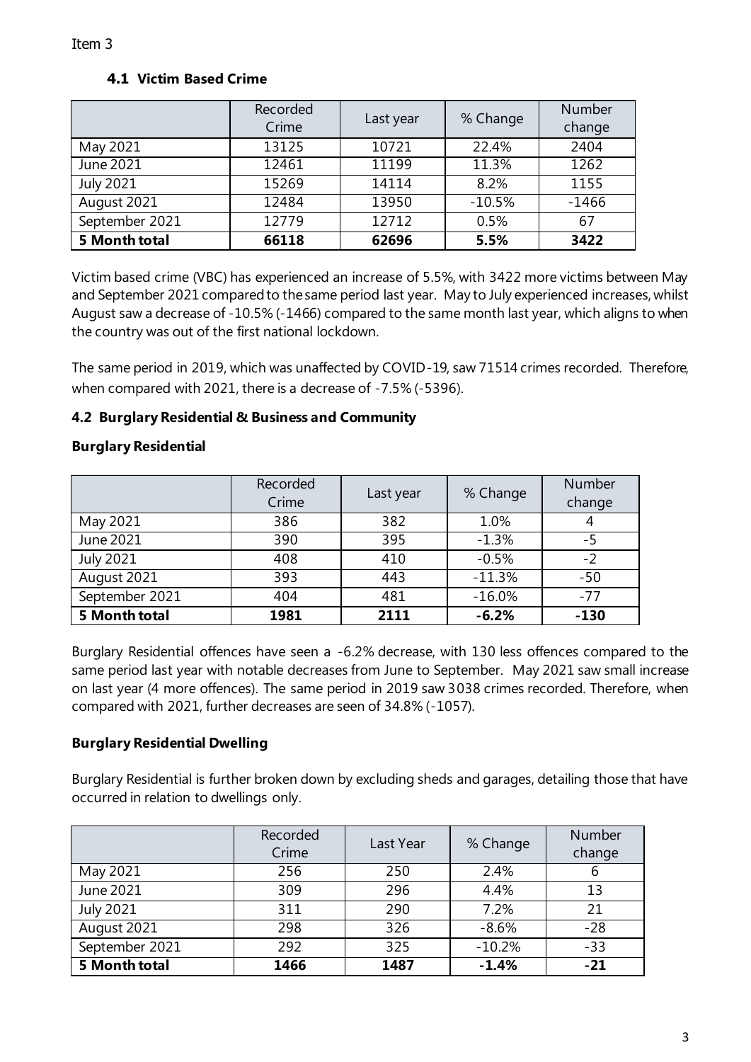Item 3

### 4.1 Victim Based Crime

| | Recorded Crime | Last year | % Change | Number change |
|---|---|---|---|---|
| May 2021 | 13125 | 10721 | 22.4% | 2404 |
| June 2021 | 12461 | 11199 | 11.3% | 1262 |
| July 2021 | 15269 | 14114 | 8.2% | 1155 |
| August 2021 | 12484 | 13950 | -10.5% | -1466 |
| September 2021 | 12779 | 12712 | 0.5% | 67 |
| **5 Month total** | **66118** | **62696** | **5.5%** | **3422** |

Victim based crime (VBC) has experienced an increase of 5.5%, with 3422 more victims between May and September 2021 compared to the same period last year. May to July experienced increases, whilst August saw a decrease of -10.5% (-1466) compared to the same month last year, which aligns to when the country was out of the first national lockdown.

The same period in 2019, which was unaffected by COVID-19, saw 71514 crimes recorded. Therefore, when compared with 2021, there is a decrease of -7.5% (-5396).

### 4.2 Burglary Residential & Business and Community

**Burglary Residential**

| | Recorded Crime | Last year | % Change | Number change |
|---|---|---|---|---|
| May 2021 | 386 | 382 | 1.0% | 4 |
| June 2021 | 390 | 395 | -1.3% | -5 |
| July 2021 | 408 | 410 | -0.5% | -2 |
| August 2021 | 393 | 443 | -11.3% | -50 |
| September 2021 | 404 | 481 | -16.0% | -77 |
| **5 Month total** | **1981** | **2111** | **-6.2%** | **-130** |

Burglary Residential offences have seen a -6.2% decrease, with 130 less offences compared to the same period last year with notable decreases from June to September. May 2021 saw small increase on last year (4 more offences). The same period in 2019 saw 3038 crimes recorded. Therefore, when compared with 2021, further decreases are seen of 34.8% (-1057).

**Burglary Residential Dwelling**

Burglary Residential is further broken down by excluding sheds and garages, detailing those that have occurred in relation to dwellings only.

| | Recorded Crime | Last Year | % Change | Number change |
|---|---|---|---|---|
| May 2021 | 256 | 250 | 2.4% | 6 |
| June 2021 | 309 | 296 | 4.4% | 13 |
| July 2021 | 311 | 290 | 7.2% | 21 |
| August 2021 | 298 | 326 | -8.6% | -28 |
| September 2021 | 292 | 325 | -10.2% | -33 |
| **5 Month total** | **1466** | **1487** | **-1.4%** | **-21** |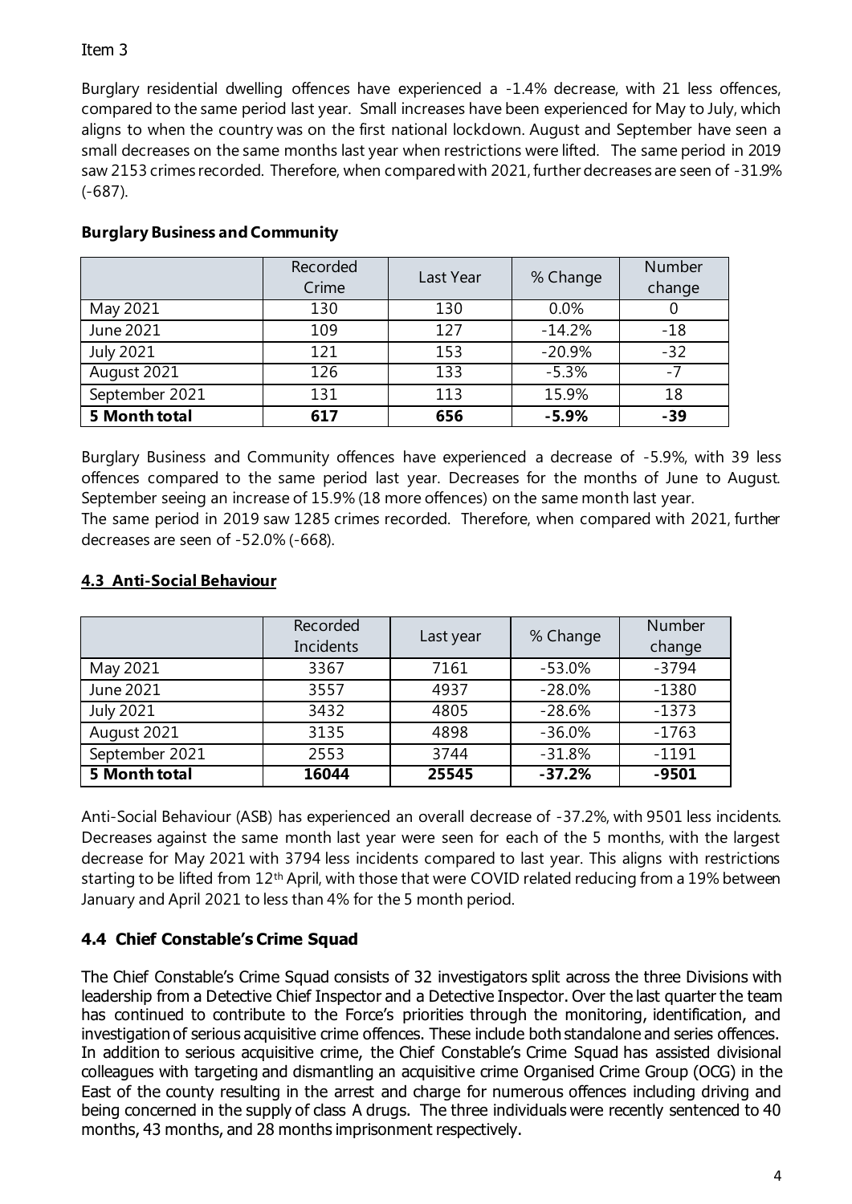Item 3

Burglary residential dwelling offences have experienced a -1.4% decrease, with 21 less offences, compared to the same period last year. Small increases have been experienced for May to July, which aligns to when the country was on the first national lockdown. August and September have seen a small decreases on the same months last year when restrictions were lifted. The same period in 2019 saw 2153 crimes recorded. Therefore, when compared with 2021, further decreases are seen of -31.9% (-687).

**Burglary Business and Community**

| | Recorded Crime | Last Year | % Change | Number change |
|---|---|---|---|---|
| May 2021 | 130 | 130 | 0.0% | 0 |
| June 2021 | 109 | 127 | -14.2% | -18 |
| July 2021 | 121 | 153 | -20.9% | -32 |
| August 2021 | 126 | 133 | -5.3% | -7 |
| September 2021 | 131 | 113 | 15.9% | 18 |
| **5 Month total** | **617** | **656** | **-5.9%** | **-39** |

Burglary Business and Community offences have experienced a decrease of -5.9%, with 39 less offences compared to the same period last year. Decreases for the months of June to August. September seeing an increase of 15.9% (18 more offences) on the same month last year.
The same period in 2019 saw 1285 crimes recorded. Therefore, when compared with 2021, further decreases are seen of -52.0% (-668).

### 4.3 Anti-Social Behaviour

| | Recorded Incidents | Last year | % Change | Number change |
|---|---|---|---|---|
| May 2021 | 3367 | 7161 | -53.0% | -3794 |
| June 2021 | 3557 | 4937 | -28.0% | -1380 |
| July 2021 | 3432 | 4805 | -28.6% | -1373 |
| August 2021 | 3135 | 4898 | -36.0% | -1763 |
| September 2021 | 2553 | 3744 | -31.8% | -1191 |
| **5 Month total** | **16044** | **25545** | **-37.2%** | **-9501** |

Anti-Social Behaviour (ASB) has experienced an overall decrease of -37.2%, with 9501 less incidents. Decreases against the same month last year were seen for each of the 5 months, with the largest decrease for May 2021 with 3794 less incidents compared to last year. This aligns with restrictions starting to be lifted from 12th April, with those that were COVID related reducing from a 19% between January and April 2021 to less than 4% for the 5 month period.

### 4.4 Chief Constable's Crime Squad

The Chief Constable's Crime Squad consists of 32 investigators split across the three Divisions with leadership from a Detective Chief Inspector and a Detective Inspector. Over the last quarter the team has continued to contribute to the Force's priorities through the monitoring, identification, and investigation of serious acquisitive crime offences. These include both standalone and series offences. In addition to serious acquisitive crime, the Chief Constable's Crime Squad has assisted divisional colleagues with targeting and dismantling an acquisitive crime Organised Crime Group (OCG) in the East of the county resulting in the arrest and charge for numerous offences including driving and being concerned in the supply of class A drugs. The three individuals were recently sentenced to 40 months, 43 months, and 28 months imprisonment respectively.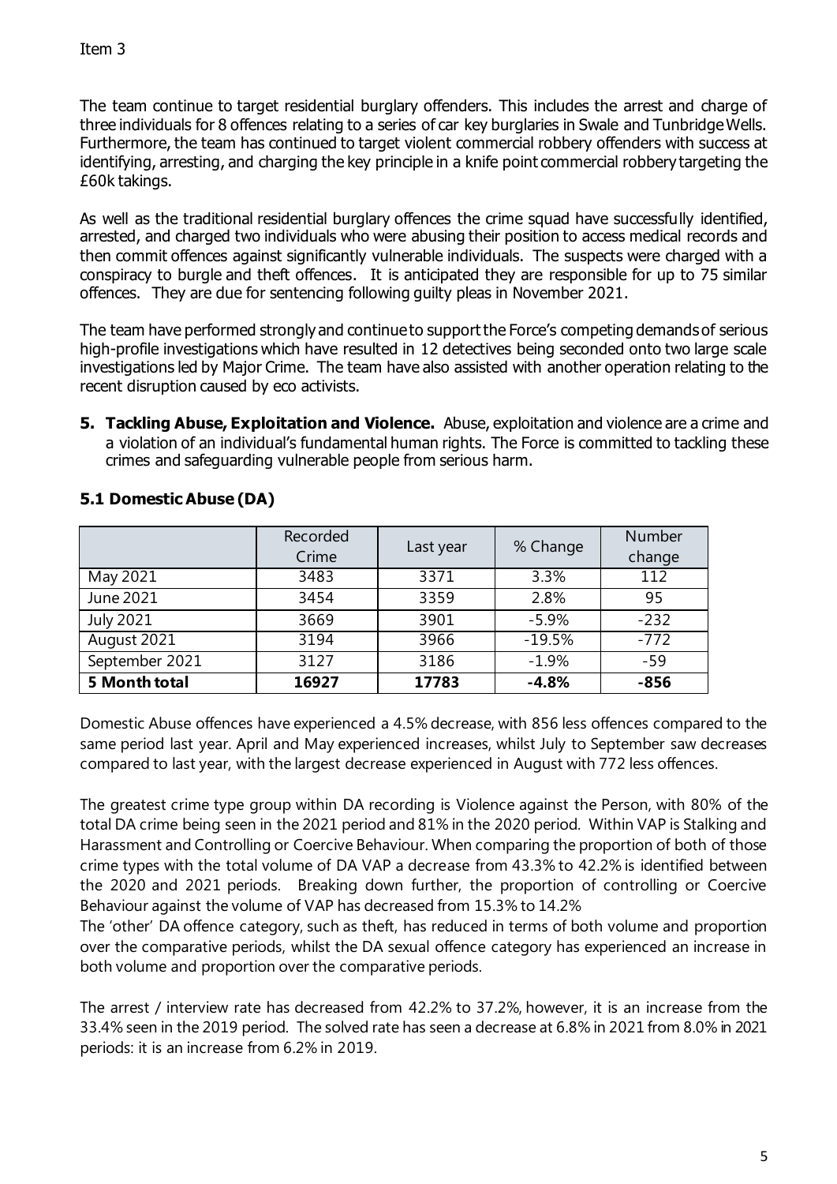The team continue to target residential burglary offenders. This includes the arrest and charge of three individuals for 8 offences relating to a series of car key burglaries in Swale and Tunbridge Wells. Furthermore, the team has continued to target violent commercial robbery offenders with success at identifying, arresting, and charging the key principle in a knife point commercial robbery targeting the £60k takings.

As well as the traditional residential burglary offences the crime squad have successfully identified, arrested, and charged two individuals who were abusing their position to access medical records and then commit offences against significantly vulnerable individuals. The suspects were charged with a conspiracy to burgle and theft offences. It is anticipated they are responsible for up to 75 similar offences. They are due for sentencing following guilty pleas in November 2021.

The team have performed strongly and continue to support the Force's competing demands of serious high-profile investigations which have resulted in 12 detectives being seconded onto two large scale investigations led by Major Crime. The team have also assisted with another operation relating to the recent disruption caused by eco activists.

5. **Tackling Abuse, Exploitation and Violence.** Abuse, exploitation and violence are a crime and a violation of an individual's fundamental human rights. The Force is committed to tackling these crimes and safeguarding vulnerable people from serious harm.

### 5.1 Domestic Abuse (DA)

| | Recorded Crime | Last year | % Change | Number change |
|---|---|---|---|---|
| May 2021 | 3483 | 3371 | 3.3% | 112 |
| June 2021 | 3454 | 3359 | 2.8% | 95 |
| July 2021 | 3669 | 3901 | -5.9% | -232 |
| August 2021 | 3194 | 3966 | -19.5% | -772 |
| September 2021 | 3127 | 3186 | -1.9% | -59 |
| **5 Month total** | **16927** | **17783** | **-4.8%** | **-856** |

Domestic Abuse offences have experienced a 4.5% decrease, with 856 less offences compared to the same period last year. April and May experienced increases, whilst July to September saw decreases compared to last year, with the largest decrease experienced in August with 772 less offences.

The greatest crime type group within DA recording is Violence against the Person, with 80% of the total DA crime being seen in the 2021 period and 81% in the 2020 period. Within VAP is Stalking and Harassment and Controlling or Coercive Behaviour. When comparing the proportion of both of those crime types with the total volume of DA VAP a decrease from 43.3% to 42.2% is identified between the 2020 and 2021 periods. Breaking down further, the proportion of controlling or Coercive Behaviour against the volume of VAP has decreased from 15.3% to 14.2%

The 'other' DA offence category, such as theft, has reduced in terms of both volume and proportion over the comparative periods, whilst the DA sexual offence category has experienced an increase in both volume and proportion over the comparative periods.

The arrest / interview rate has decreased from 42.2% to 37.2%, however, it is an increase from the 33.4% seen in the 2019 period. The solved rate has seen a decrease at 6.8% in 2021 from 8.0% in 2021 periods: it is an increase from 6.2% in 2019.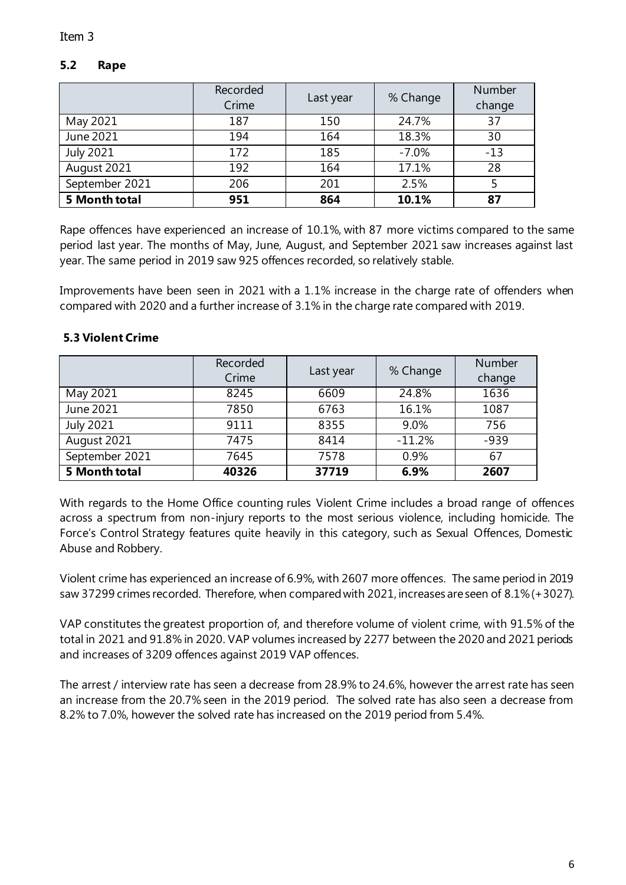Item 3

## 5.2 Rape

| | Recorded Crime | Last year | % Change | Number change |
|---|---|---|---|---|
| May 2021 | 187 | 150 | 24.7% | 37 |
| June 2021 | 194 | 164 | 18.3% | 30 |
| July 2021 | 172 | 185 | -7.0% | -13 |
| August 2021 | 192 | 164 | 17.1% | 28 |
| September 2021 | 206 | 201 | 2.5% | 5 |
| **5 Month total** | **951** | **864** | **10.1%** | **87** |

Rape offences have experienced an increase of 10.1%, with 87 more victims compared to the same period last year. The months of May, June, August, and September 2021 saw increases against last year. The same period in 2019 saw 925 offences recorded, so relatively stable.

Improvements have been seen in 2021 with a 1.1% increase in the charge rate of offenders when compared with 2020 and a further increase of 3.1% in the charge rate compared with 2019.

## 5.3 Violent Crime

| | Recorded Crime | Last year | % Change | Number change |
|---|---|---|---|---|
| May 2021 | 8245 | 6609 | 24.8% | 1636 |
| June 2021 | 7850 | 6763 | 16.1% | 1087 |
| July 2021 | 9111 | 8355 | 9.0% | 756 |
| August 2021 | 7475 | 8414 | -11.2% | -939 |
| September 2021 | 7645 | 7578 | 0.9% | 67 |
| **5 Month total** | **40326** | **37719** | **6.9%** | **2607** |

With regards to the Home Office counting rules Violent Crime includes a broad range of offences across a spectrum from non-injury reports to the most serious violence, including homicide. The Force's Control Strategy features quite heavily in this category, such as Sexual Offences, Domestic Abuse and Robbery.

Violent crime has experienced an increase of 6.9%, with 2607 more offences. The same period in 2019 saw 37299 crimes recorded. Therefore, when compared with 2021, increases are seen of 8.1% (+3027).

VAP constitutes the greatest proportion of, and therefore volume of violent crime, with 91.5% of the total in 2021 and 91.8% in 2020. VAP volumes increased by 2277 between the 2020 and 2021 periods and increases of 3209 offences against 2019 VAP offences.

The arrest / interview rate has seen a decrease from 28.9% to 24.6%, however the arrest rate has seen an increase from the 20.7% seen in the 2019 period. The solved rate has also seen a decrease from 8.2% to 7.0%, however the solved rate has increased on the 2019 period from 5.4%.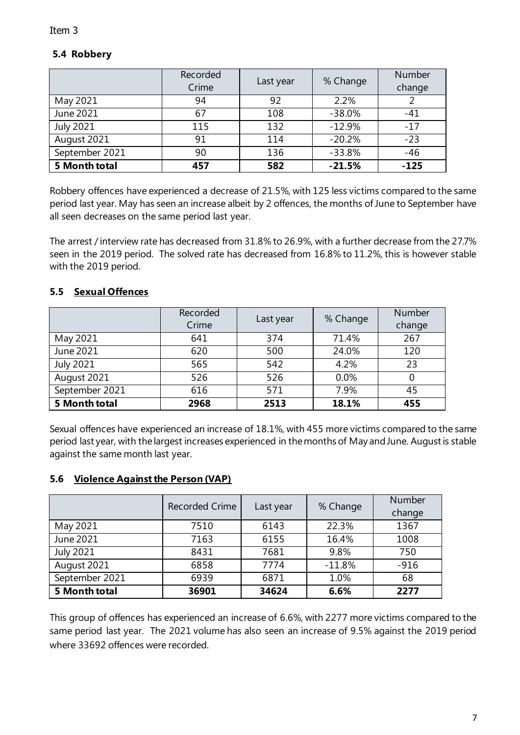Item 3

### 5.4 Robbery

| | Recorded Crime | Last year | % Change | Number change |
|---|---|---|---|---|
| May 2021 | 94 | 92 | 2.2% | 2 |
| June 2021 | 67 | 108 | -38.0% | -41 |
| July 2021 | 115 | 132 | -12.9% | -17 |
| August 2021 | 91 | 114 | -20.2% | -23 |
| September 2021 | 90 | 136 | -33.8% | -46 |
| **5 Month total** | **457** | **582** | **-21.5%** | **-125** |

Robbery offences have experienced a decrease of 21.5%, with 125 less victims compared to the same period last year. May has seen an increase albeit by 2 offences, the months of June to September have all seen decreases on the same period last year.

The arrest / interview rate has decreased from 31.8% to 26.9%, with a further decrease from the 27.7% seen in the 2019 period. The solved rate has decreased from 16.8% to 11.2%, this is however stable with the 2019 period.

### 5.5 Sexual Offences

| | Recorded Crime | Last year | % Change | Number change |
|---|---|---|---|---|
| May 2021 | 641 | 374 | 71.4% | 267 |
| June 2021 | 620 | 500 | 24.0% | 120 |
| July 2021 | 565 | 542 | 4.2% | 23 |
| August 2021 | 526 | 526 | 0.0% | 0 |
| September 2021 | 616 | 571 | 7.9% | 45 |
| **5 Month total** | **2968** | **2513** | **18.1%** | **455** |

Sexual offences have experienced an increase of 18.1%, with 455 more victims compared to the same period last year, with the largest increases experienced in the months of May and June. August is stable against the same month last year.

### 5.6 Violence Against the Person (VAP)

| | Recorded Crime | Last year | % Change | Number change |
|---|---|---|---|---|
| May 2021 | 7510 | 6143 | 22.3% | 1367 |
| June 2021 | 7163 | 6155 | 16.4% | 1008 |
| July 2021 | 8431 | 7681 | 9.8% | 750 |
| August 2021 | 6858 | 7774 | -11.8% | -916 |
| September 2021 | 6939 | 6871 | 1.0% | 68 |
| **5 Month total** | **36901** | **34624** | **6.6%** | **2277** |

This group of offences has experienced an increase of 6.6%, with 2277 more victims compared to the same period last year. The 2021 volume has also seen an increase of 9.5% against the 2019 period where 33692 offences were recorded.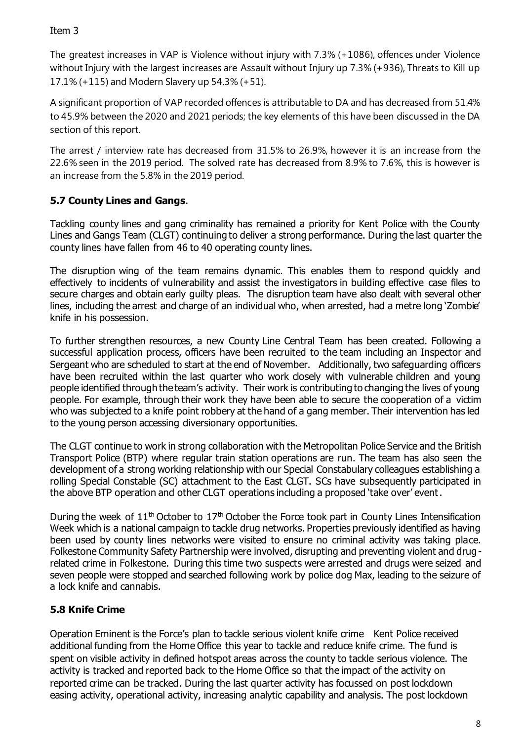Item 3

The greatest increases in VAP is Violence without injury with 7.3% (+1086), offences under Violence without Injury with the largest increases are Assault without Injury up 7.3% (+936), Threats to Kill up 17.1% (+115) and Modern Slavery up 54.3% (+51).

A significant proportion of VAP recorded offences is attributable to DA and has decreased from 51.4% to 45.9% between the 2020 and 2021 periods; the key elements of this have been discussed in the DA section of this report.

The arrest / interview rate has decreased from 31.5% to 26.9%, however it is an increase from the 22.6% seen in the 2019 period. The solved rate has decreased from 8.9% to 7.6%, this is however is an increase from the 5.8% in the 2019 period.

### 5.7 County Lines and Gangs.

Tackling county lines and gang criminality has remained a priority for Kent Police with the County Lines and Gangs Team (CLGT) continuing to deliver a strong performance. During the last quarter the county lines have fallen from 46 to 40 operating county lines.

The disruption wing of the team remains dynamic. This enables them to respond quickly and effectively to incidents of vulnerability and assist the investigators in building effective case files to secure charges and obtain early guilty pleas. The disruption team have also dealt with several other lines, including the arrest and charge of an individual who, when arrested, had a metre long 'Zombie' knife in his possession.

To further strengthen resources, a new County Line Central Team has been created. Following a successful application process, officers have been recruited to the team including an Inspector and Sergeant who are scheduled to start at the end of November. Additionally, two safeguarding officers have been recruited within the last quarter who work closely with vulnerable children and young people identified through the team's activity. Their work is contributing to changing the lives of young people. For example, through their work they have been able to secure the cooperation of a victim who was subjected to a knife point robbery at the hand of a gang member. Their intervention has led to the young person accessing diversionary opportunities.

The CLGT continue to work in strong collaboration with the Metropolitan Police Service and the British Transport Police (BTP) where regular train station operations are run. The team has also seen the development of a strong working relationship with our Special Constabulary colleagues establishing a rolling Special Constable (SC) attachment to the East CLGT. SCs have subsequently participated in the above BTP operation and other CLGT operations including a proposed 'take over' event.

During the week of 11th October to 17th October the Force took part in County Lines Intensification Week which is a national campaign to tackle drug networks. Properties previously identified as having been used by county lines networks were visited to ensure no criminal activity was taking place. Folkestone Community Safety Partnership were involved, disrupting and preventing violent and drug-related crime in Folkestone. During this time two suspects were arrested and drugs were seized and seven people were stopped and searched following work by police dog Max, leading to the seizure of a lock knife and cannabis.

### 5.8 Knife Crime

Operation Eminent is the Force's plan to tackle serious violent knife crime Kent Police received additional funding from the Home Office this year to tackle and reduce knife crime. The fund is spent on visible activity in defined hotspot areas across the county to tackle serious violence. The activity is tracked and reported back to the Home Office so that the impact of the activity on reported crime can be tracked. During the last quarter activity has focussed on post lockdown easing activity, operational activity, increasing analytic capability and analysis. The post lockdown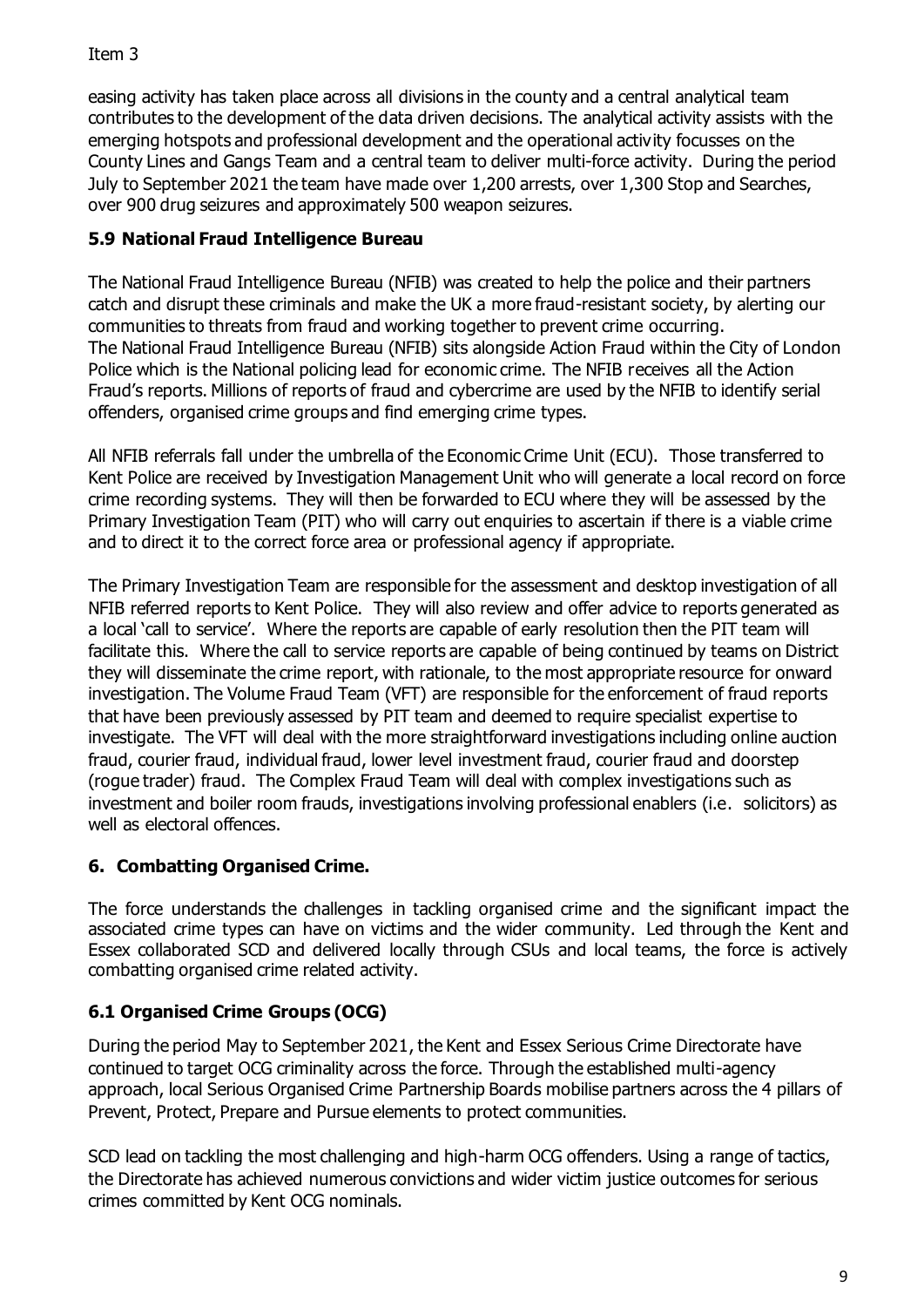easing activity has taken place across all divisions in the county and a central analytical team contributes to the development of the data driven decisions. The analytical activity assists with the emerging hotspots and professional development and the operational activity focusses on the County Lines and Gangs Team and a central team to deliver multi-force activity. During the period July to September 2021 the team have made over 1,200 arrests, over 1,300 Stop and Searches, over 900 drug seizures and approximately 500 weapon seizures.

### 5.9 National Fraud Intelligence Bureau

The National Fraud Intelligence Bureau (NFIB) was created to help the police and their partners catch and disrupt these criminals and make the UK a more fraud-resistant society, by alerting our communities to threats from fraud and working together to prevent crime occurring.
The National Fraud Intelligence Bureau (NFIB) sits alongside Action Fraud within the City of London Police which is the National policing lead for economic crime. The NFIB receives all the Action Fraud's reports. Millions of reports of fraud and cybercrime are used by the NFIB to identify serial offenders, organised crime groups and find emerging crime types.

All NFIB referrals fall under the umbrella of the Economic Crime Unit (ECU). Those transferred to Kent Police are received by Investigation Management Unit who will generate a local record on force crime recording systems. They will then be forwarded to ECU where they will be assessed by the Primary Investigation Team (PIT) who will carry out enquiries to ascertain if there is a viable crime and to direct it to the correct force area or professional agency if appropriate.

The Primary Investigation Team are responsible for the assessment and desktop investigation of all NFIB referred reports to Kent Police. They will also review and offer advice to reports generated as a local 'call to service'. Where the reports are capable of early resolution then the PIT team will facilitate this. Where the call to service reports are capable of being continued by teams on District they will disseminate the crime report, with rationale, to the most appropriate resource for onward investigation. The Volume Fraud Team (VFT) are responsible for the enforcement of fraud reports that have been previously assessed by PIT team and deemed to require specialist expertise to investigate. The VFT will deal with the more straightforward investigations including online auction fraud, courier fraud, individual fraud, lower level investment fraud, courier fraud and doorstep (rogue trader) fraud. The Complex Fraud Team will deal with complex investigations such as investment and boiler room frauds, investigations involving professional enablers (i.e. solicitors) as well as electoral offences.

## 6. Combatting Organised Crime.

The force understands the challenges in tackling organised crime and the significant impact the associated crime types can have on victims and the wider community. Led through the Kent and Essex collaborated SCD and delivered locally through CSUs and local teams, the force is actively combatting organised crime related activity.

### 6.1 Organised Crime Groups (OCG)

During the period May to September 2021, the Kent and Essex Serious Crime Directorate have continued to target OCG criminality across the force. Through the established multi-agency approach, local Serious Organised Crime Partnership Boards mobilise partners across the 4 pillars of Prevent, Protect, Prepare and Pursue elements to protect communities.

SCD lead on tackling the most challenging and high-harm OCG offenders. Using a range of tactics, the Directorate has achieved numerous convictions and wider victim justice outcomes for serious crimes committed by Kent OCG nominals.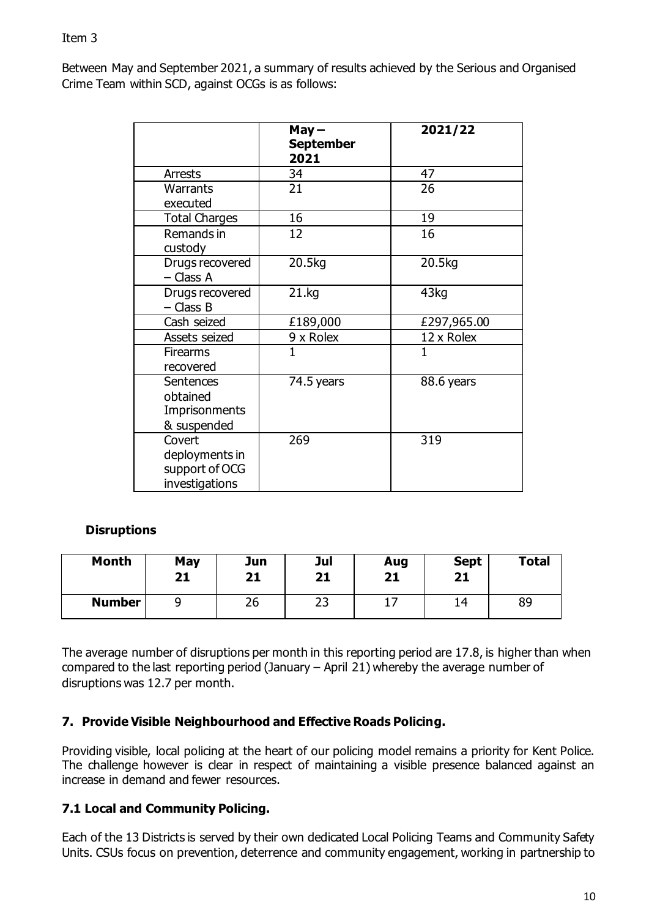Item 3

Between May and September 2021, a summary of results achieved by the Serious and Organised Crime Team within SCD, against OCGs is as follows:

| | May – September 2021 | 2021/22 |
|---|---|---|
| Arrests | 34 | 47 |
| Warrants executed | 21 | 26 |
| Total Charges | 16 | 19 |
| Remands in custody | 12 | 16 |
| Drugs recovered – Class A | 20.5kg | 20.5kg |
| Drugs recovered – Class B | 21.kg | 43kg |
| Cash seized | £189,000 | £297,965.00 |
| Assets seized | 9 x Rolex | 12 x Rolex |
| Firearms recovered | 1 | 1 |
| Sentences obtained Imprisonments & suspended | 74.5 years | 88.6 years |
| Covert deployments in support of OCG investigations | 269 | 319 |

**Disruptions**

| Month | May 21 | Jun 21 | Jul 21 | Aug 21 | Sept 21 | Total |
|---|---|---|---|---|---|---|
| **Number** | 9 | 26 | 23 | 17 | 14 | 89 |

The average number of disruptions per month in this reporting period are 17.8, is higher than when compared to the last reporting period (January – April 21) whereby the average number of disruptions was 12.7 per month.

## 7. Provide Visible Neighbourhood and Effective Roads Policing.

Providing visible, local policing at the heart of our policing model remains a priority for Kent Police. The challenge however is clear in respect of maintaining a visible presence balanced against an increase in demand and fewer resources.

### 7.1 Local and Community Policing.

Each of the 13 Districts is served by their own dedicated Local Policing Teams and Community Safety Units. CSUs focus on prevention, deterrence and community engagement, working in partnership to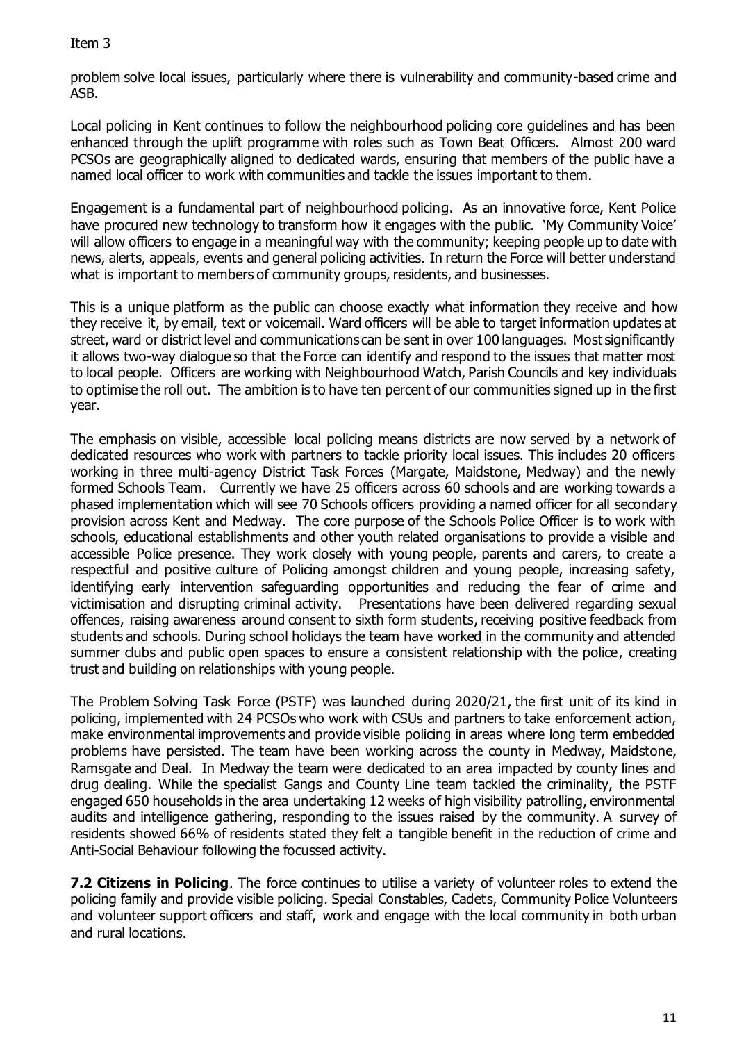problem solve local issues, particularly where there is vulnerability and community-based crime and ASB.

Local policing in Kent continues to follow the neighbourhood policing core guidelines and has been enhanced through the uplift programme with roles such as Town Beat Officers. Almost 200 ward PCSOs are geographically aligned to dedicated wards, ensuring that members of the public have a named local officer to work with communities and tackle the issues important to them.

Engagement is a fundamental part of neighbourhood policing. As an innovative force, Kent Police have procured new technology to transform how it engages with the public. 'My Community Voice' will allow officers to engage in a meaningful way with the community; keeping people up to date with news, alerts, appeals, events and general policing activities. In return the Force will better understand what is important to members of community groups, residents, and businesses.

This is a unique platform as the public can choose exactly what information they receive and how they receive it, by email, text or voicemail. Ward officers will be able to target information updates at street, ward or district level and communications can be sent in over 100 languages. Most significantly it allows two-way dialogue so that the Force can identify and respond to the issues that matter most to local people. Officers are working with Neighbourhood Watch, Parish Councils and key individuals to optimise the roll out. The ambition is to have ten percent of our communities signed up in the first year.

The emphasis on visible, accessible local policing means districts are now served by a network of dedicated resources who work with partners to tackle priority local issues. This includes 20 officers working in three multi-agency District Task Forces (Margate, Maidstone, Medway) and the newly formed Schools Team. Currently we have 25 officers across 60 schools and are working towards a phased implementation which will see 70 Schools officers providing a named officer for all secondary provision across Kent and Medway. The core purpose of the Schools Police Officer is to work with schools, educational establishments and other youth related organisations to provide a visible and accessible Police presence. They work closely with young people, parents and carers, to create a respectful and positive culture of Policing amongst children and young people, increasing safety, identifying early intervention safeguarding opportunities and reducing the fear of crime and victimisation and disrupting criminal activity. Presentations have been delivered regarding sexual offences, raising awareness around consent to sixth form students, receiving positive feedback from students and schools. During school holidays the team have worked in the community and attended summer clubs and public open spaces to ensure a consistent relationship with the police, creating trust and building on relationships with young people.

The Problem Solving Task Force (PSTF) was launched during 2020/21, the first unit of its kind in policing, implemented with 24 PCSOs who work with CSUs and partners to take enforcement action, make environmental improvements and provide visible policing in areas where long term embedded problems have persisted. The team have been working across the county in Medway, Maidstone, Ramsgate and Deal. In Medway the team were dedicated to an area impacted by county lines and drug dealing. While the specialist Gangs and County Line team tackled the criminality, the PSTF engaged 650 households in the area undertaking 12 weeks of high visibility patrolling, environmental audits and intelligence gathering, responding to the issues raised by the community. A survey of residents showed 66% of residents stated they felt a tangible benefit in the reduction of crime and Anti-Social Behaviour following the focussed activity.

**7.2 Citizens in Policing**. The force continues to utilise a variety of volunteer roles to extend the policing family and provide visible policing. Special Constables, Cadets, Community Police Volunteers and volunteer support officers and staff, work and engage with the local community in both urban and rural locations.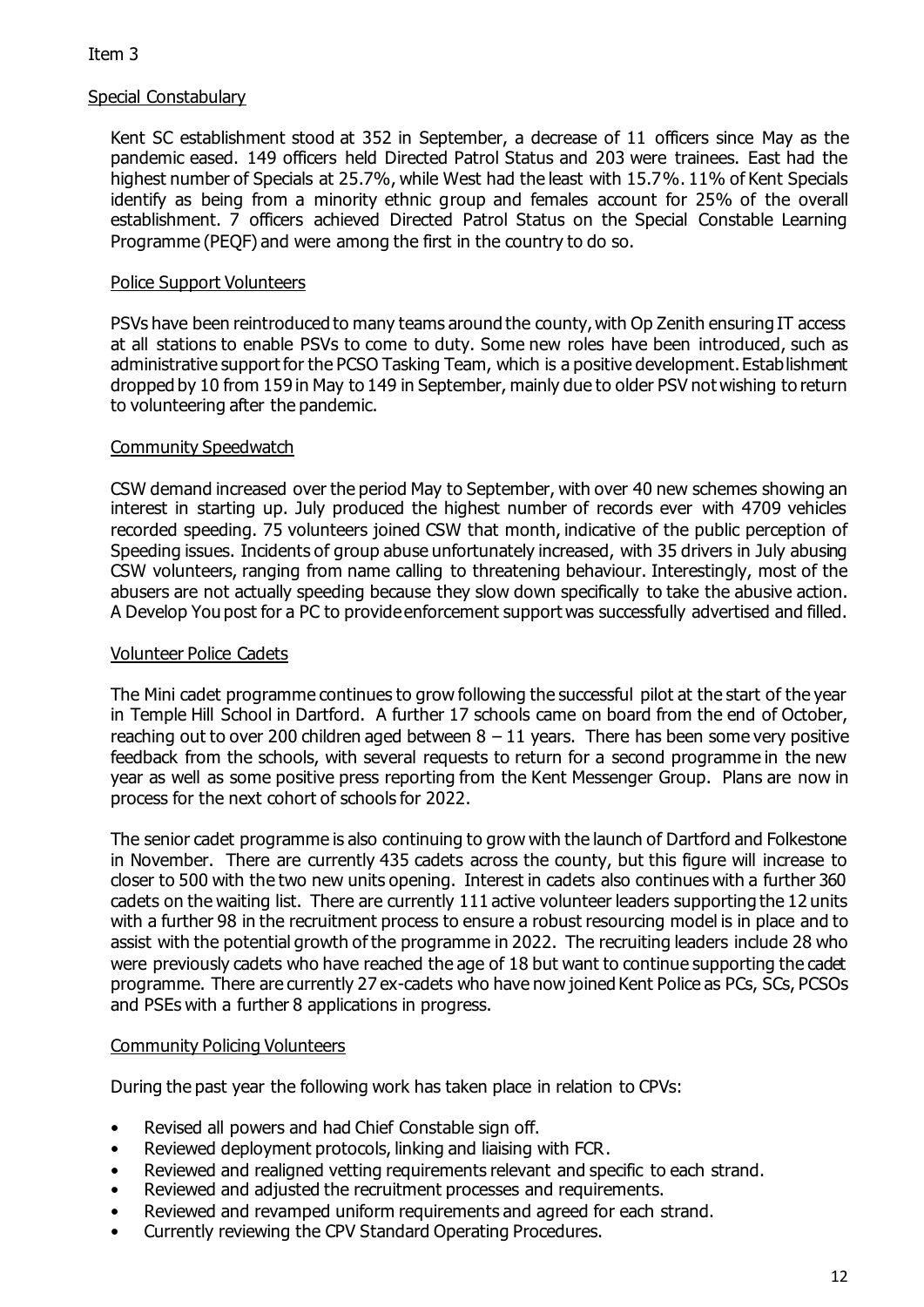Item 3

## Special Constabulary

Kent SC establishment stood at 352 in September, a decrease of 11 officers since May as the pandemic eased. 149 officers held Directed Patrol Status and 203 were trainees. East had the highest number of Specials at 25.7%, while West had the least with 15.7%. 11% of Kent Specials identify as being from a minority ethnic group and females account for 25% of the overall establishment. 7 officers achieved Directed Patrol Status on the Special Constable Learning Programme (PEQF) and were among the first in the country to do so.

## Police Support Volunteers

PSVs have been reintroduced to many teams around the county, with Op Zenith ensuring IT access at all stations to enable PSVs to come to duty. Some new roles have been introduced, such as administrative support for the PCSO Tasking Team, which is a positive development. Establishment dropped by 10 from 159 in May to 149 in September, mainly due to older PSV not wishing to return to volunteering after the pandemic.

## Community Speedwatch

CSW demand increased over the period May to September, with over 40 new schemes showing an interest in starting up. July produced the highest number of records ever with 4709 vehicles recorded speeding. 75 volunteers joined CSW that month, indicative of the public perception of Speeding issues. Incidents of group abuse unfortunately increased, with 35 drivers in July abusing CSW volunteers, ranging from name calling to threatening behaviour. Interestingly, most of the abusers are not actually speeding because they slow down specifically to take the abusive action. A Develop You post for a PC to provide enforcement support was successfully advertised and filled.

## Volunteer Police Cadets

The Mini cadet programme continues to grow following the successful pilot at the start of the year in Temple Hill School in Dartford. A further 17 schools came on board from the end of October, reaching out to over 200 children aged between 8 – 11 years. There has been some very positive feedback from the schools, with several requests to return for a second programme in the new year as well as some positive press reporting from the Kent Messenger Group. Plans are now in process for the next cohort of schools for 2022.

The senior cadet programme is also continuing to grow with the launch of Dartford and Folkestone in November. There are currently 435 cadets across the county, but this figure will increase to closer to 500 with the two new units opening. Interest in cadets also continues with a further 360 cadets on the waiting list. There are currently 111 active volunteer leaders supporting the 12 units with a further 98 in the recruitment process to ensure a robust resourcing model is in place and to assist with the potential growth of the programme in 2022. The recruiting leaders include 28 who were previously cadets who have reached the age of 18 but want to continue supporting the cadet programme. There are currently 27 ex-cadets who have now joined Kent Police as PCs, SCs, PCSOs and PSEs with a further 8 applications in progress.

## Community Policing Volunteers

During the past year the following work has taken place in relation to CPVs:

- Revised all powers and had Chief Constable sign off.
- Reviewed deployment protocols, linking and liaising with FCR.
- Reviewed and realigned vetting requirements relevant and specific to each strand.
- Reviewed and adjusted the recruitment processes and requirements.
- Reviewed and revamped uniform requirements and agreed for each strand.
- Currently reviewing the CPV Standard Operating Procedures.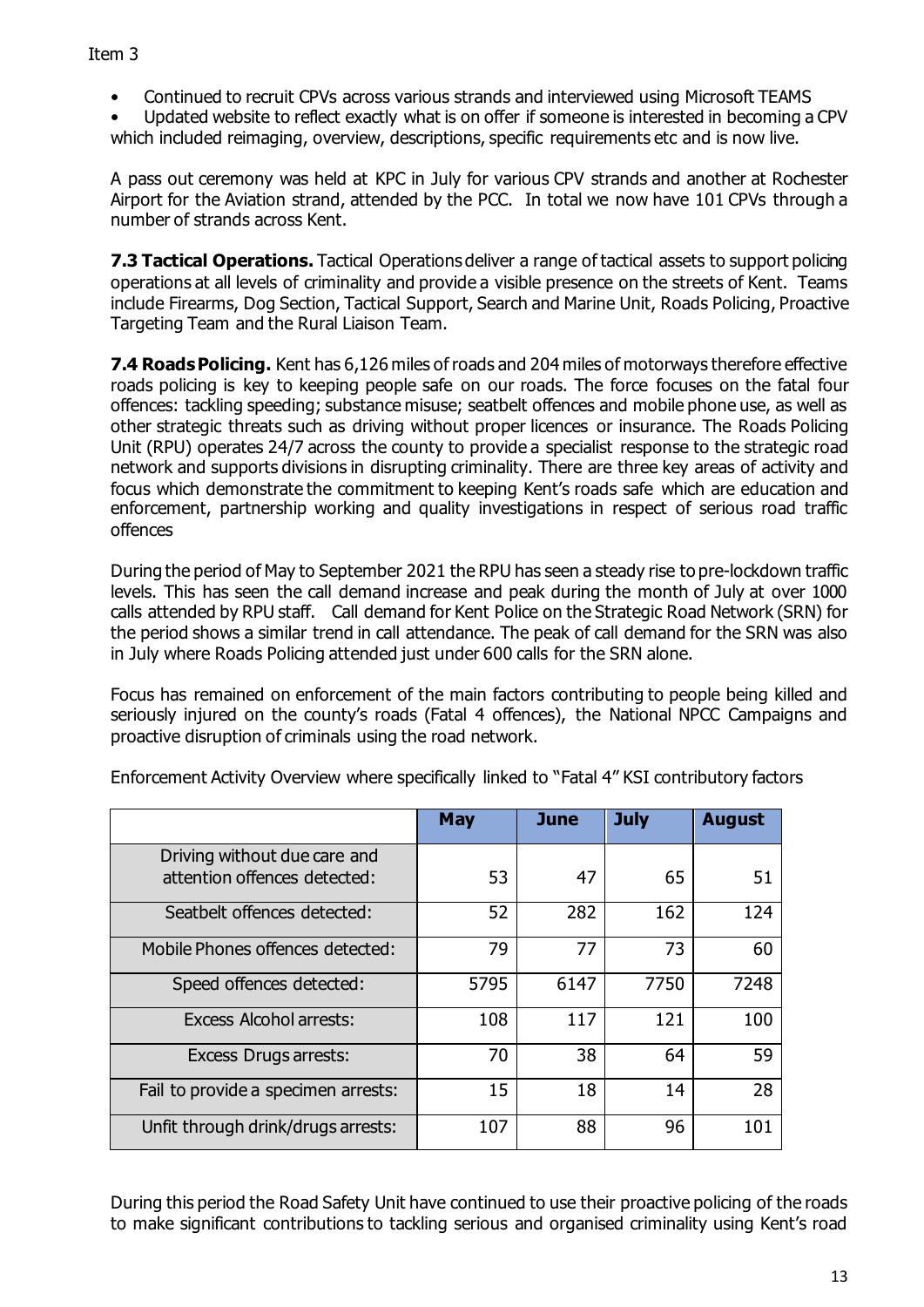- Continued to recruit CPVs across various strands and interviewed using Microsoft TEAMS
- Updated website to reflect exactly what is on offer if someone is interested in becoming a CPV which included reimaging, overview, descriptions, specific requirements etc and is now live.

A pass out ceremony was held at KPC in July for various CPV strands and another at Rochester Airport for the Aviation strand, attended by the PCC. In total we now have 101 CPVs through a number of strands across Kent.

**7.3 Tactical Operations.** Tactical Operations deliver a range of tactical assets to support policing operations at all levels of criminality and provide a visible presence on the streets of Kent. Teams include Firearms, Dog Section, Tactical Support, Search and Marine Unit, Roads Policing, Proactive Targeting Team and the Rural Liaison Team.

**7.4 Roads Policing.** Kent has 6,126 miles of roads and 204 miles of motorways therefore effective roads policing is key to keeping people safe on our roads. The force focuses on the fatal four offences: tackling speeding; substance misuse; seatbelt offences and mobile phone use, as well as other strategic threats such as driving without proper licences or insurance. The Roads Policing Unit (RPU) operates 24/7 across the county to provide a specialist response to the strategic road network and supports divisions in disrupting criminality. There are three key areas of activity and focus which demonstrate the commitment to keeping Kent's roads safe which are education and enforcement, partnership working and quality investigations in respect of serious road traffic offences

During the period of May to September 2021 the RPU has seen a steady rise to pre-lockdown traffic levels. This has seen the call demand increase and peak during the month of July at over 1000 calls attended by RPU staff. Call demand for Kent Police on the Strategic Road Network (SRN) for the period shows a similar trend in call attendance. The peak of call demand for the SRN was also in July where Roads Policing attended just under 600 calls for the SRN alone.

Focus has remained on enforcement of the main factors contributing to people being killed and seriously injured on the county's roads (Fatal 4 offences), the National NPCC Campaigns and proactive disruption of criminals using the road network.

Enforcement Activity Overview where specifically linked to "Fatal 4" KSI contributory factors

| | May | June | July | August |
|---|---|---|---|---|
| Driving without due care and attention offences detected: | 53 | 47 | 65 | 51 |
| Seatbelt offences detected: | 52 | 282 | 162 | 124 |
| Mobile Phones offences detected: | 79 | 77 | 73 | 60 |
| Speed offences detected: | 5795 | 6147 | 7750 | 7248 |
| Excess Alcohol arrests: | 108 | 117 | 121 | 100 |
| Excess Drugs arrests: | 70 | 38 | 64 | 59 |
| Fail to provide a specimen arrests: | 15 | 18 | 14 | 28 |
| Unfit through drink/drugs arrests: | 107 | 88 | 96 | 101 |

During this period the Road Safety Unit have continued to use their proactive policing of the roads to make significant contributions to tackling serious and organised criminality using Kent's road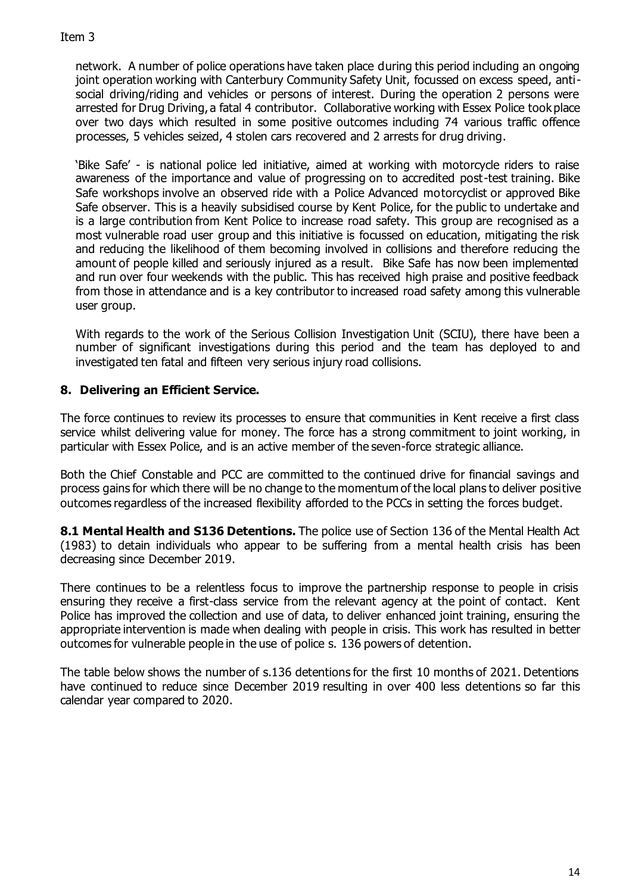network. A number of police operations have taken place during this period including an ongoing joint operation working with Canterbury Community Safety Unit, focussed on excess speed, anti-social driving/riding and vehicles or persons of interest. During the operation 2 persons were arrested for Drug Driving, a fatal 4 contributor. Collaborative working with Essex Police took place over two days which resulted in some positive outcomes including 74 various traffic offence processes, 5 vehicles seized, 4 stolen cars recovered and 2 arrests for drug driving.

'Bike Safe' - is national police led initiative, aimed at working with motorcycle riders to raise awareness of the importance and value of progressing on to accredited post-test training. Bike Safe workshops involve an observed ride with a Police Advanced motorcyclist or approved Bike Safe observer. This is a heavily subsidised course by Kent Police, for the public to undertake and is a large contribution from Kent Police to increase road safety. This group are recognised as a most vulnerable road user group and this initiative is focussed on education, mitigating the risk and reducing the likelihood of them becoming involved in collisions and therefore reducing the amount of people killed and seriously injured as a result. Bike Safe has now been implemented and run over four weekends with the public. This has received high praise and positive feedback from those in attendance and is a key contributor to increased road safety among this vulnerable user group.

With regards to the work of the Serious Collision Investigation Unit (SCIU), there have been a number of significant investigations during this period and the team has deployed to and investigated ten fatal and fifteen very serious injury road collisions.

## 8. Delivering an Efficient Service.

The force continues to review its processes to ensure that communities in Kent receive a first class service whilst delivering value for money. The force has a strong commitment to joint working, in particular with Essex Police, and is an active member of the seven-force strategic alliance.

Both the Chief Constable and PCC are committed to the continued drive for financial savings and process gains for which there will be no change to the momentum of the local plans to deliver positive outcomes regardless of the increased flexibility afforded to the PCCs in setting the forces budget.

**8.1 Mental Health and S136 Detentions.** The police use of Section 136 of the Mental Health Act (1983) to detain individuals who appear to be suffering from a mental health crisis has been decreasing since December 2019.

There continues to be a relentless focus to improve the partnership response to people in crisis ensuring they receive a first-class service from the relevant agency at the point of contact. Kent Police has improved the collection and use of data, to deliver enhanced joint training, ensuring the appropriate intervention is made when dealing with people in crisis. This work has resulted in better outcomes for vulnerable people in the use of police s. 136 powers of detention.

The table below shows the number of s.136 detentions for the first 10 months of 2021. Detentions have continued to reduce since December 2019 resulting in over 400 less detentions so far this calendar year compared to 2020.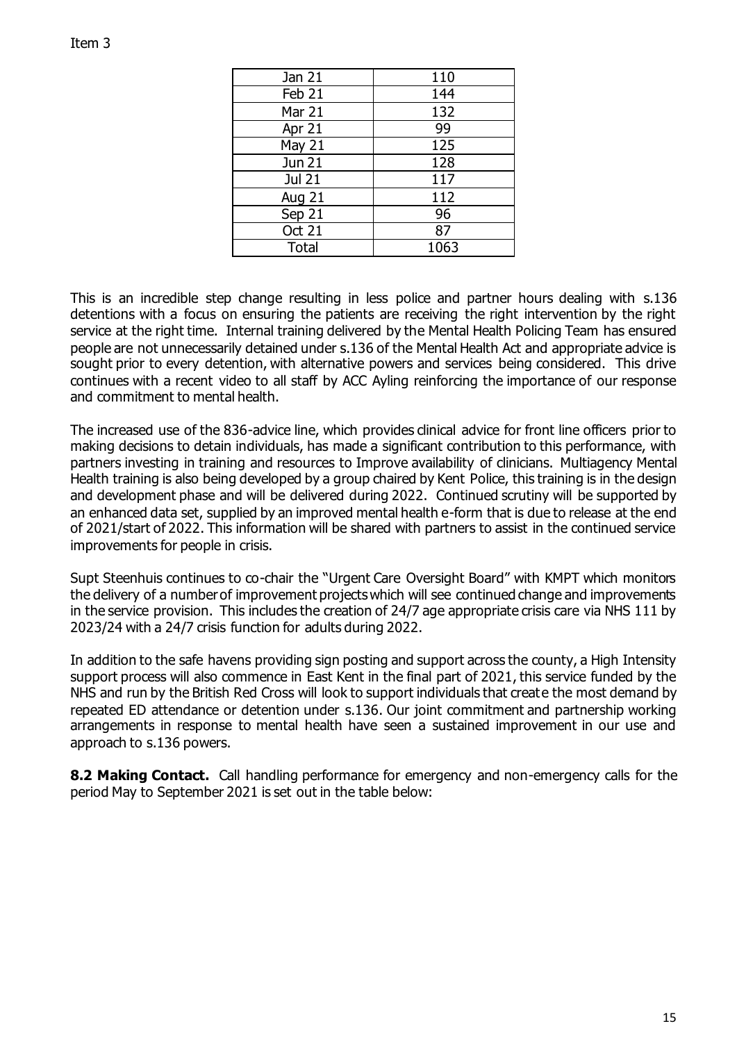| Jan 21 | 110 |
|---|---|
| Feb 21 | 144 |
| Mar 21 | 132 |
| Apr 21 | 99 |
| May 21 | 125 |
| Jun 21 | 128 |
| Jul 21 | 117 |
| Aug 21 | 112 |
| Sep 21 | 96 |
| Oct 21 | 87 |
| Total | 1063 |

This is an incredible step change resulting in less police and partner hours dealing with s.136 detentions with a focus on ensuring the patients are receiving the right intervention by the right service at the right time. Internal training delivered by the Mental Health Policing Team has ensured people are not unnecessarily detained under s.136 of the Mental Health Act and appropriate advice is sought prior to every detention, with alternative powers and services being considered. This drive continues with a recent video to all staff by ACC Ayling reinforcing the importance of our response and commitment to mental health.

The increased use of the 836-advice line, which provides clinical advice for front line officers prior to making decisions to detain individuals, has made a significant contribution to this performance, with partners investing in training and resources to Improve availability of clinicians. Multiagency Mental Health training is also being developed by a group chaired by Kent Police, this training is in the design and development phase and will be delivered during 2022. Continued scrutiny will be supported by an enhanced data set, supplied by an improved mental health e-form that is due to release at the end of 2021/start of 2022. This information will be shared with partners to assist in the continued service improvements for people in crisis.

Supt Steenhuis continues to co-chair the "Urgent Care Oversight Board" with KMPT which monitors the delivery of a number of improvement projects which will see continued change and improvements in the service provision. This includes the creation of 24/7 age appropriate crisis care via NHS 111 by 2023/24 with a 24/7 crisis function for adults during 2022.

In addition to the safe havens providing sign posting and support across the county, a High Intensity support process will also commence in East Kent in the final part of 2021, this service funded by the NHS and run by the British Red Cross will look to support individuals that create the most demand by repeated ED attendance or detention under s.136. Our joint commitment and partnership working arrangements in response to mental health have seen a sustained improvement in our use and approach to s.136 powers.

**8.2 Making Contact.** Call handling performance for emergency and non-emergency calls for the period May to September 2021 is set out in the table below: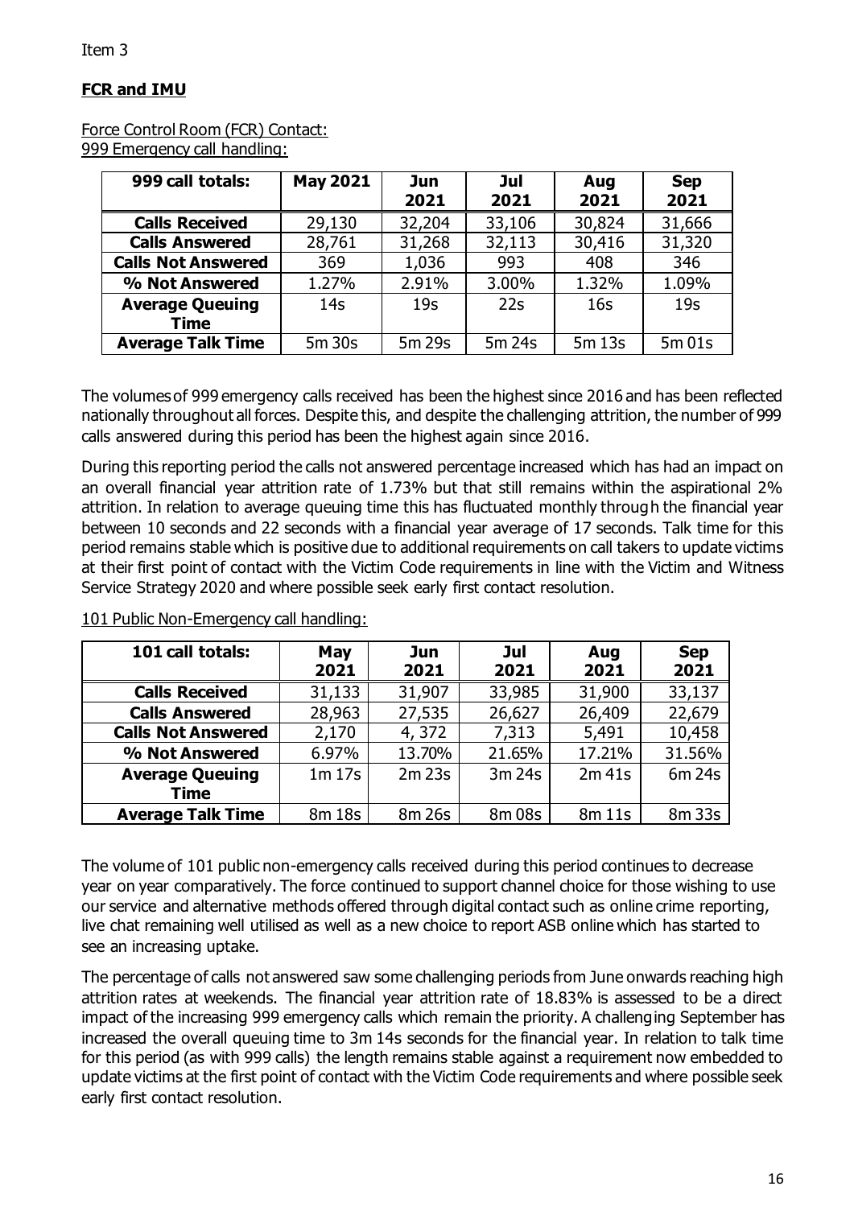Item 3

**FCR and IMU**

Force Control Room (FCR) Contact:
999 Emergency call handling:

| 999 call totals: | May 2021 | Jun 2021 | Jul 2021 | Aug 2021 | Sep 2021 |
|---|---|---|---|---|---|
| **Calls Received** | 29,130 | 32,204 | 33,106 | 30,824 | 31,666 |
| **Calls Answered** | 28,761 | 31,268 | 32,113 | 30,416 | 31,320 |
| **Calls Not Answered** | 369 | 1,036 | 993 | 408 | 346 |
| **% Not Answered** | 1.27% | 2.91% | 3.00% | 1.32% | 1.09% |
| **Average Queuing Time** | 14s | 19s | 22s | 16s | 19s |
| **Average Talk Time** | 5m 30s | 5m 29s | 5m 24s | 5m 13s | 5m 01s |

The volumes of 999 emergency calls received has been the highest since 2016 and has been reflected nationally throughout all forces. Despite this, and despite the challenging attrition, the number of 999 calls answered during this period has been the highest again since 2016.

During this reporting period the calls not answered percentage increased which has had an impact on an overall financial year attrition rate of 1.73% but that still remains within the aspirational 2% attrition. In relation to average queuing time this has fluctuated monthly through the financial year between 10 seconds and 22 seconds with a financial year average of 17 seconds. Talk time for this period remains stable which is positive due to additional requirements on call takers to update victims at their first point of contact with the Victim Code requirements in line with the Victim and Witness Service Strategy 2020 and where possible seek early first contact resolution.

101 Public Non-Emergency call handling:

| 101 call totals: | May 2021 | Jun 2021 | Jul 2021 | Aug 2021 | Sep 2021 |
|---|---|---|---|---|---|
| **Calls Received** | 31,133 | 31,907 | 33,985 | 31,900 | 33,137 |
| **Calls Answered** | 28,963 | 27,535 | 26,627 | 26,409 | 22,679 |
| **Calls Not Answered** | 2,170 | 4, 372 | 7,313 | 5,491 | 10,458 |
| **% Not Answered** | 6.97% | 13.70% | 21.65% | 17.21% | 31.56% |
| **Average Queuing Time** | 1m 17s | 2m 23s | 3m 24s | 2m 41s | 6m 24s |
| **Average Talk Time** | 8m 18s | 8m 26s | 8m 08s | 8m 11s | 8m 33s |

The volume of 101 public non-emergency calls received during this period continues to decrease year on year comparatively. The force continued to support channel choice for those wishing to use our service and alternative methods offered through digital contact such as online crime reporting, live chat remaining well utilised as well as a new choice to report ASB online which has started to see an increasing uptake.

The percentage of calls not answered saw some challenging periods from June onwards reaching high attrition rates at weekends. The financial year attrition rate of 18.83% is assessed to be a direct impact of the increasing 999 emergency calls which remain the priority. A challenging September has increased the overall queuing time to 3m 14s seconds for the financial year. In relation to talk time for this period (as with 999 calls) the length remains stable against a requirement now embedded to update victims at the first point of contact with the Victim Code requirements and where possible seek early first contact resolution.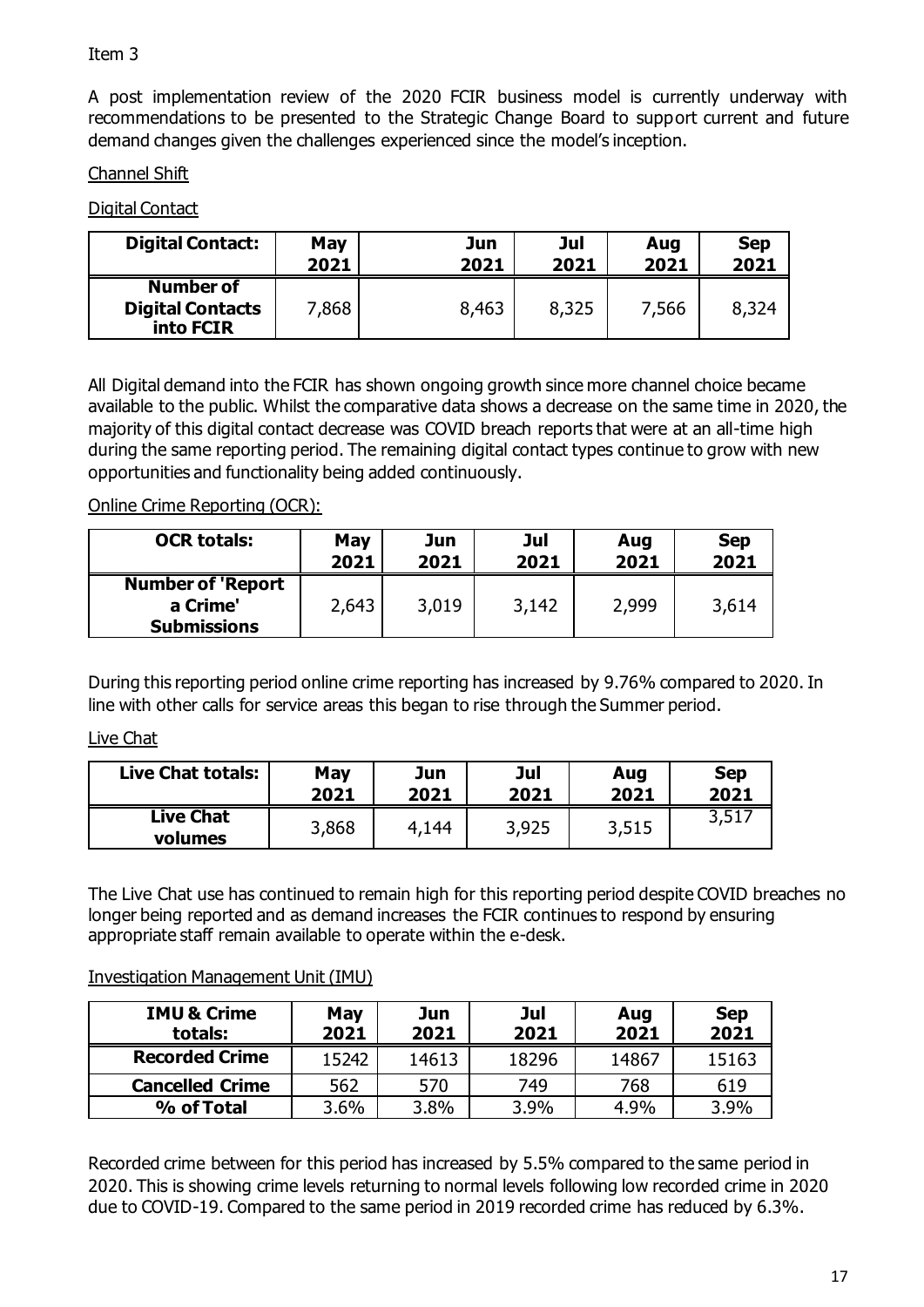Item 3

A post implementation review of the 2020 FCIR business model is currently underway with recommendations to be presented to the Strategic Change Board to support current and future demand changes given the challenges experienced since the model's inception.

## Channel Shift

### Digital Contact

| Digital Contact: | May 2021 | Jun 2021 | Jul 2021 | Aug 2021 | Sep 2021 |
|---|---|---|---|---|---|
| **Number of Digital Contacts into FCIR** | 7,868 | 8,463 | 8,325 | 7,566 | 8,324 |

All Digital demand into the FCIR has shown ongoing growth since more channel choice became available to the public. Whilst the comparative data shows a decrease on the same time in 2020, the majority of this digital contact decrease was COVID breach reports that were at an all-time high during the same reporting period. The remaining digital contact types continue to grow with new opportunities and functionality being added continuously.

### Online Crime Reporting (OCR):

| OCR totals: | May 2021 | Jun 2021 | Jul 2021 | Aug 2021 | Sep 2021 |
|---|---|---|---|---|---|
| **Number of 'Report a Crime' Submissions** | 2,643 | 3,019 | 3,142 | 2,999 | 3,614 |

During this reporting period online crime reporting has increased by 9.76% compared to 2020. In line with other calls for service areas this began to rise through the Summer period.

### Live Chat

| Live Chat totals: | May 2021 | Jun 2021 | Jul 2021 | Aug 2021 | Sep 2021 |
|---|---|---|---|---|---|
| **Live Chat volumes** | 3,868 | 4,144 | 3,925 | 3,515 | 3,517 |

The Live Chat use has continued to remain high for this reporting period despite COVID breaches no longer being reported and as demand increases the FCIR continues to respond by ensuring appropriate staff remain available to operate within the e-desk.

### Investigation Management Unit (IMU)

| IMU & Crime totals: | May 2021 | Jun 2021 | Jul 2021 | Aug 2021 | Sep 2021 |
|---|---|---|---|---|---|
| **Recorded Crime** | 15242 | 14613 | 18296 | 14867 | 15163 |
| **Cancelled Crime** | 562 | 570 | 749 | 768 | 619 |
| **% of Total** | 3.6% | 3.8% | 3.9% | 4.9% | 3.9% |

Recorded crime between for this period has increased by 5.5% compared to the same period in 2020. This is showing crime levels returning to normal levels following low recorded crime in 2020 due to COVID-19. Compared to the same period in 2019 recorded crime has reduced by 6.3%.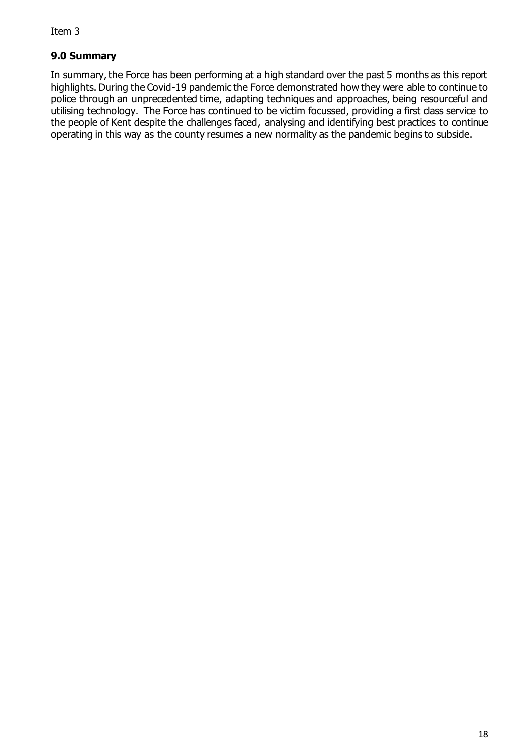## 9.0 Summary

In summary, the Force has been performing at a high standard over the past 5 months as this report highlights. During the Covid-19 pandemic the Force demonstrated how they were able to continue to police through an unprecedented time, adapting techniques and approaches, being resourceful and utilising technology. The Force has continued to be victim focussed, providing a first class service to the people of Kent despite the challenges faced, analysing and identifying best practices to continue operating in this way as the county resumes a new normality as the pandemic begins to subside.